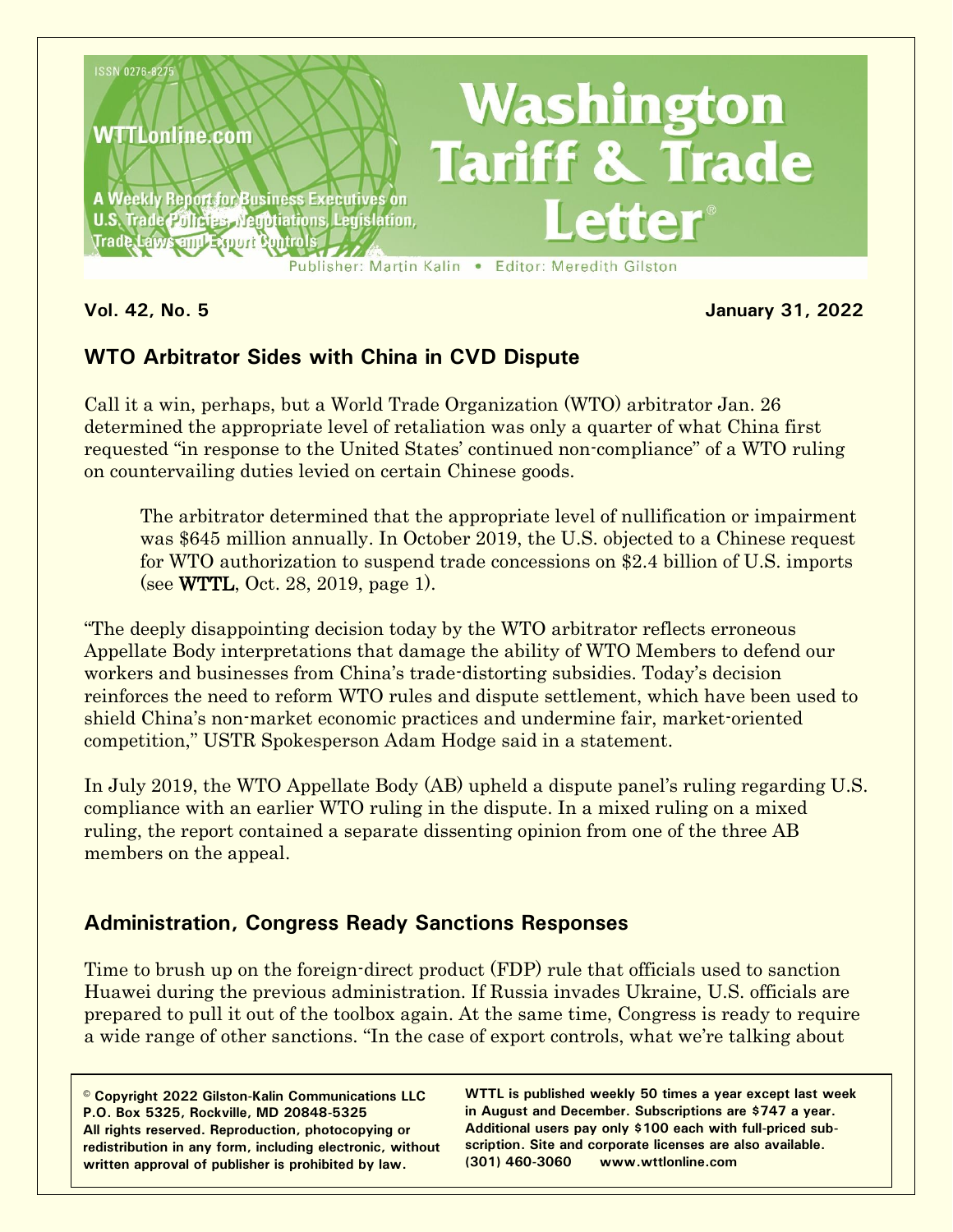ISSN 0276-8275

WTTLonline.com

A Weekly Report for Business Executives on U.S. Trade Policies, Negotiations, Legislation, Trade Laws and Export Controls

# Washington Tariff & Trade Letter®

Publisher: Martin Kalin • Editor: Meredith Gilston

**Vol. 42, No. 5** **January 31, 2022**

## WTO Arbitrator Sides with China in CVD Dispute

Call it a win, perhaps, but a World Trade Organization (WTO) arbitrator Jan. 26 determined the appropriate level of retaliation was only a quarter of what China first requested "in response to the United States' continued non-compliance" of a WTO ruling on countervailing duties levied on certain Chinese goods.

> The arbitrator determined that the appropriate level of nullification or impairment was $645 million annually. In October 2019, the U.S. objected to a Chinese request for WTO authorization to suspend trade concessions on $2.4 billion of U.S. imports (see **WTTL**, Oct. 28, 2019, page 1).

"The deeply disappointing decision today by the WTO arbitrator reflects erroneous Appellate Body interpretations that damage the ability of WTO Members to defend our workers and businesses from China's trade-distorting subsidies. Today's decision reinforces the need to reform WTO rules and dispute settlement, which have been used to shield China's non-market economic practices and undermine fair, market-oriented competition," USTR Spokesperson Adam Hodge said in a statement.

In July 2019, the WTO Appellate Body (AB) upheld a dispute panel's ruling regarding U.S. compliance with an earlier WTO ruling in the dispute. In a mixed ruling on a mixed ruling, the report contained a separate dissenting opinion from one of the three AB members on the appeal.

## Administration, Congress Ready Sanctions Responses

Time to brush up on the foreign-direct product (FDP) rule that officials used to sanction Huawei during the previous administration. If Russia invades Ukraine, U.S. officials are prepared to pull it out of the toolbox again. At the same time, Congress is ready to require a wide range of other sanctions. "In the case of export controls, what we're talking about

**© Copyright 2022 Gilston-Kalin Communications LLC**
**P.O. Box 5325, Rockville, MD 20848-5325**
**All rights reserved. Reproduction, photocopying or redistribution in any form, including electronic, without written approval of publisher is prohibited by law.**

**WTTL is published weekly 50 times a year except last week in August and December. Subscriptions are $747 a year. Additional users pay only $100 each with full-priced subscription. Site and corporate licenses are also available.**
**(301) 460-3060 www.wttlonline.com**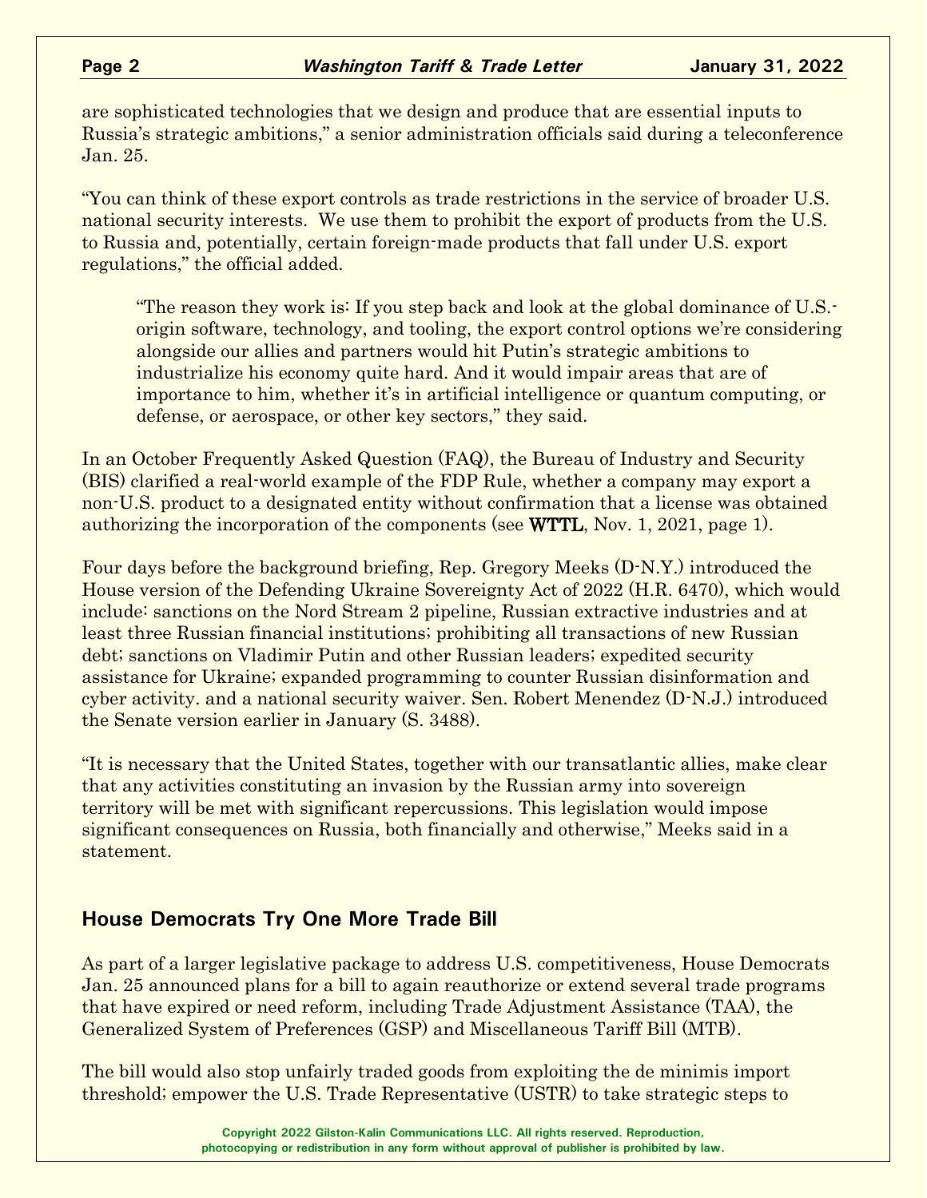are sophisticated technologies that we design and produce that are essential inputs to Russia's strategic ambitions," a senior administration officials said during a teleconference Jan. 25.

"You can think of these export controls as trade restrictions in the service of broader U.S. national security interests. We use them to prohibit the export of products from the U.S. to Russia and, potentially, certain foreign-made products that fall under U.S. export regulations," the official added.

> "The reason they work is: If you step back and look at the global dominance of U.S.-origin software, technology, and tooling, the export control options we're considering alongside our allies and partners would hit Putin's strategic ambitions to industrialize his economy quite hard. And it would impair areas that are of importance to him, whether it's in artificial intelligence or quantum computing, or defense, or aerospace, or other key sectors," they said.

In an October Frequently Asked Question (FAQ), the Bureau of Industry and Security (BIS) clarified a real-world example of the FDP Rule, whether a company may export a non-U.S. product to a designated entity without confirmation that a license was obtained authorizing the incorporation of the components (see **WTTL**, Nov. 1, 2021, page 1).

Four days before the background briefing, Rep. Gregory Meeks (D-N.Y.) introduced the House version of the Defending Ukraine Sovereignty Act of 2022 (H.R. 6470), which would include: sanctions on the Nord Stream 2 pipeline, Russian extractive industries and at least three Russian financial institutions; prohibiting all transactions of new Russian debt; sanctions on Vladimir Putin and other Russian leaders; expedited security assistance for Ukraine; expanded programming to counter Russian disinformation and cyber activity. and a national security waiver. Sen. Robert Menendez (D-N.J.) introduced the Senate version earlier in January (S. 3488).

"It is necessary that the United States, together with our transatlantic allies, make clear that any activities constituting an invasion by the Russian army into sovereign territory will be met with significant repercussions. This legislation would impose significant consequences on Russia, both financially and otherwise," Meeks said in a statement.

## House Democrats Try One More Trade Bill

As part of a larger legislative package to address U.S. competitiveness, House Democrats Jan. 25 announced plans for a bill to again reauthorize or extend several trade programs that have expired or need reform, including Trade Adjustment Assistance (TAA), the Generalized System of Preferences (GSP) and Miscellaneous Tariff Bill (MTB).

The bill would also stop unfairly traded goods from exploiting the de minimis import threshold; empower the U.S. Trade Representative (USTR) to take strategic steps to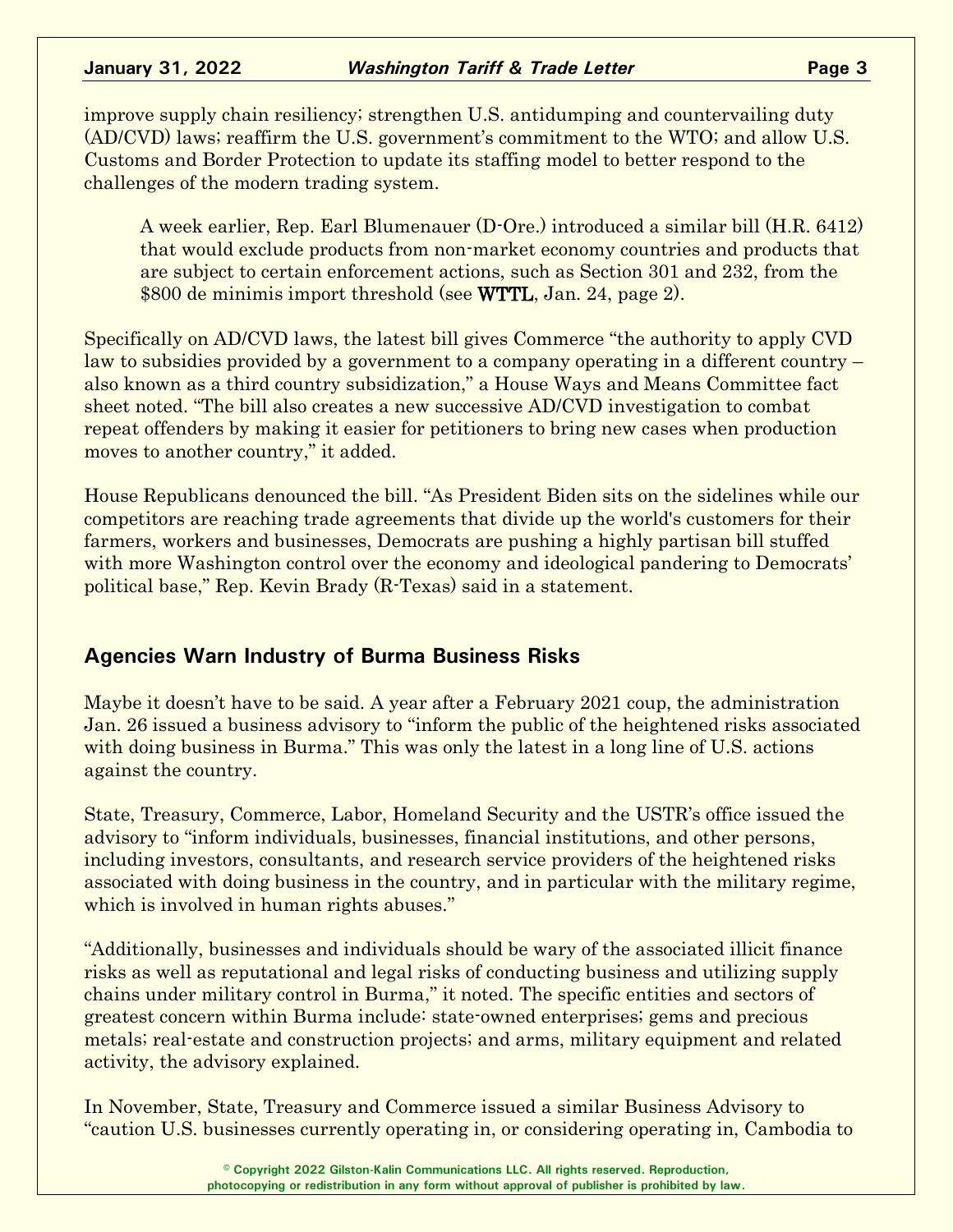improve supply chain resiliency; strengthen U.S. antidumping and countervailing duty (AD/CVD) laws; reaffirm the U.S. government's commitment to the WTO; and allow U.S. Customs and Border Protection to update its staffing model to better respond to the challenges of the modern trading system.

> A week earlier, Rep. Earl Blumenauer (D-Ore.) introduced a similar bill (H.R. 6412) that would exclude products from non-market economy countries and products that are subject to certain enforcement actions, such as Section 301 and 232, from the $800 de minimis import threshold (see WTTL, Jan. 24, page 2).

Specifically on AD/CVD laws, the latest bill gives Commerce "the authority to apply CVD law to subsidies provided by a government to a company operating in a different country – also known as a third country subsidization," a House Ways and Means Committee fact sheet noted. "The bill also creates a new successive AD/CVD investigation to combat repeat offenders by making it easier for petitioners to bring new cases when production moves to another country," it added.

House Republicans denounced the bill. "As President Biden sits on the sidelines while our competitors are reaching trade agreements that divide up the world's customers for their farmers, workers and businesses, Democrats are pushing a highly partisan bill stuffed with more Washington control over the economy and ideological pandering to Democrats' political base," Rep. Kevin Brady (R-Texas) said in a statement.

## Agencies Warn Industry of Burma Business Risks

Maybe it doesn't have to be said. A year after a February 2021 coup, the administration Jan. 26 issued a business advisory to "inform the public of the heightened risks associated with doing business in Burma." This was only the latest in a long line of U.S. actions against the country.

State, Treasury, Commerce, Labor, Homeland Security and the USTR's office issued the advisory to "inform individuals, businesses, financial institutions, and other persons, including investors, consultants, and research service providers of the heightened risks associated with doing business in the country, and in particular with the military regime, which is involved in human rights abuses."

"Additionally, businesses and individuals should be wary of the associated illicit finance risks as well as reputational and legal risks of conducting business and utilizing supply chains under military control in Burma," it noted. The specific entities and sectors of greatest concern within Burma include: state-owned enterprises; gems and precious metals; real-estate and construction projects; and arms, military equipment and related activity, the advisory explained.

In November, State, Treasury and Commerce issued a similar Business Advisory to "caution U.S. businesses currently operating in, or considering operating in, Cambodia to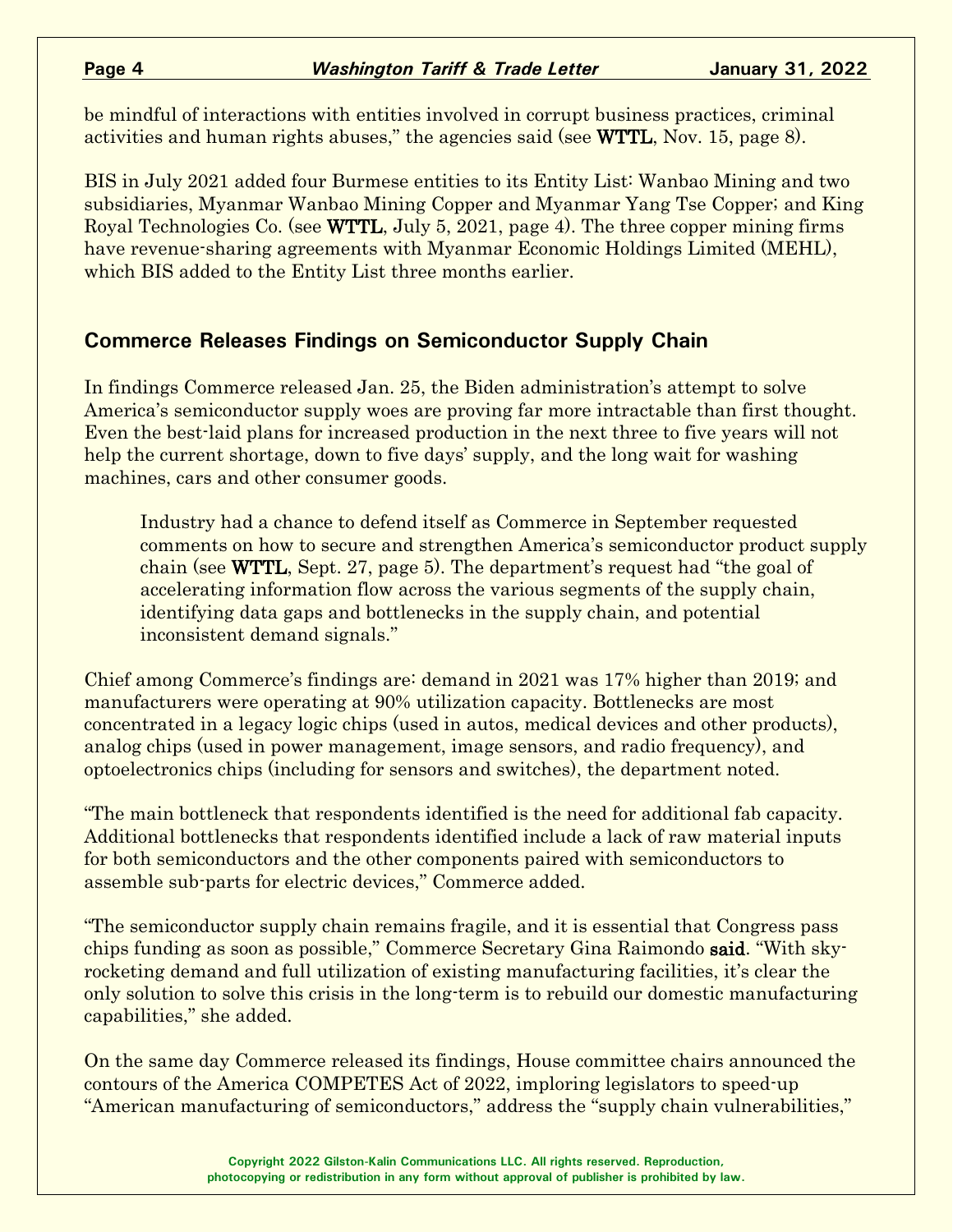be mindful of interactions with entities involved in corrupt business practices, criminal activities and human rights abuses," the agencies said (see **WTTL**, Nov. 15, page 8).

BIS in July 2021 added four Burmese entities to its Entity List: Wanbao Mining and two subsidiaries, Myanmar Wanbao Mining Copper and Myanmar Yang Tse Copper; and King Royal Technologies Co. (see **WTTL**, July 5, 2021, page 4). The three copper mining firms have revenue-sharing agreements with Myanmar Economic Holdings Limited (MEHL), which BIS added to the Entity List three months earlier.

## Commerce Releases Findings on Semiconductor Supply Chain

In findings Commerce released Jan. 25, the Biden administration's attempt to solve America's semiconductor supply woes are proving far more intractable than first thought. Even the best-laid plans for increased production in the next three to five years will not help the current shortage, down to five days' supply, and the long wait for washing machines, cars and other consumer goods.

> Industry had a chance to defend itself as Commerce in September requested comments on how to secure and strengthen America's semiconductor product supply chain (see **WTTL**, Sept. 27, page 5). The department's request had "the goal of accelerating information flow across the various segments of the supply chain, identifying data gaps and bottlenecks in the supply chain, and potential inconsistent demand signals."

Chief among Commerce's findings are: demand in 2021 was 17% higher than 2019; and manufacturers were operating at 90% utilization capacity. Bottlenecks are most concentrated in a legacy logic chips (used in autos, medical devices and other products), analog chips (used in power management, image sensors, and radio frequency), and optoelectronics chips (including for sensors and switches), the department noted.

"The main bottleneck that respondents identified is the need for additional fab capacity. Additional bottlenecks that respondents identified include a lack of raw material inputs for both semiconductors and the other components paired with semiconductors to assemble sub-parts for electric devices," Commerce added.

"The semiconductor supply chain remains fragile, and it is essential that Congress pass chips funding as soon as possible," Commerce Secretary Gina Raimondo **said**. "With sky-rocketing demand and full utilization of existing manufacturing facilities, it's clear the only solution to solve this crisis in the long-term is to rebuild our domestic manufacturing capabilities," she added.

On the same day Commerce released its findings, House committee chairs announced the contours of the America COMPETES Act of 2022, imploring legislators to speed-up "American manufacturing of semiconductors," address the "supply chain vulnerabilities,"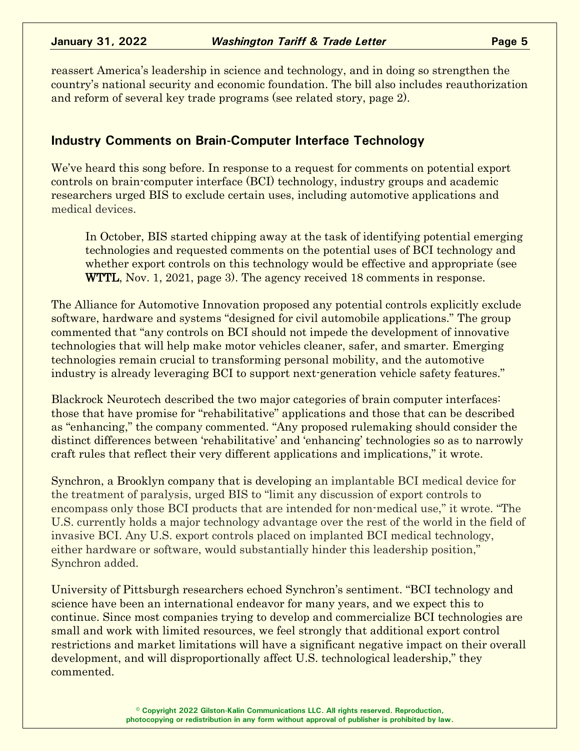reassert America's leadership in science and technology, and in doing so strengthen the country's national security and economic foundation. The bill also includes reauthorization and reform of several key trade programs (see related story, page 2).

## Industry Comments on Brain-Computer Interface Technology

We've heard this song before. In response to a request for comments on potential export controls on brain-computer interface (BCI) technology, industry groups and academic researchers urged BIS to exclude certain uses, including automotive applications and medical devices.

> In October, BIS started chipping away at the task of identifying potential emerging technologies and requested comments on the potential uses of BCI technology and whether export controls on this technology would be effective and appropriate (see **WTTL**, Nov. 1, 2021, page 3). The agency received 18 comments in response.

The Alliance for Automotive Innovation proposed any potential controls explicitly exclude software, hardware and systems "designed for civil automobile applications." The group commented that "any controls on BCI should not impede the development of innovative technologies that will help make motor vehicles cleaner, safer, and smarter. Emerging technologies remain crucial to transforming personal mobility, and the automotive industry is already leveraging BCI to support next-generation vehicle safety features."

Blackrock Neurotech described the two major categories of brain computer interfaces: those that have promise for "rehabilitative" applications and those that can be described as "enhancing," the company commented. "Any proposed rulemaking should consider the distinct differences between 'rehabilitative' and 'enhancing' technologies so as to narrowly craft rules that reflect their very different applications and implications," it wrote.

Synchron, a Brooklyn company that is developing an implantable BCI medical device for the treatment of paralysis, urged BIS to "limit any discussion of export controls to encompass only those BCI products that are intended for non-medical use," it wrote. "The U.S. currently holds a major technology advantage over the rest of the world in the field of invasive BCI. Any U.S. export controls placed on implanted BCI medical technology, either hardware or software, would substantially hinder this leadership position," Synchron added.

University of Pittsburgh researchers echoed Synchron's sentiment. "BCI technology and science have been an international endeavor for many years, and we expect this to continue. Since most companies trying to develop and commercialize BCI technologies are small and work with limited resources, we feel strongly that additional export control restrictions and market limitations will have a significant negative impact on their overall development, and will disproportionally affect U.S. technological leadership," they commented.

© Copyright 2022 Gilston-Kalin Communications LLC. All rights reserved. Reproduction, photocopying or redistribution in any form without approval of publisher is prohibited by law.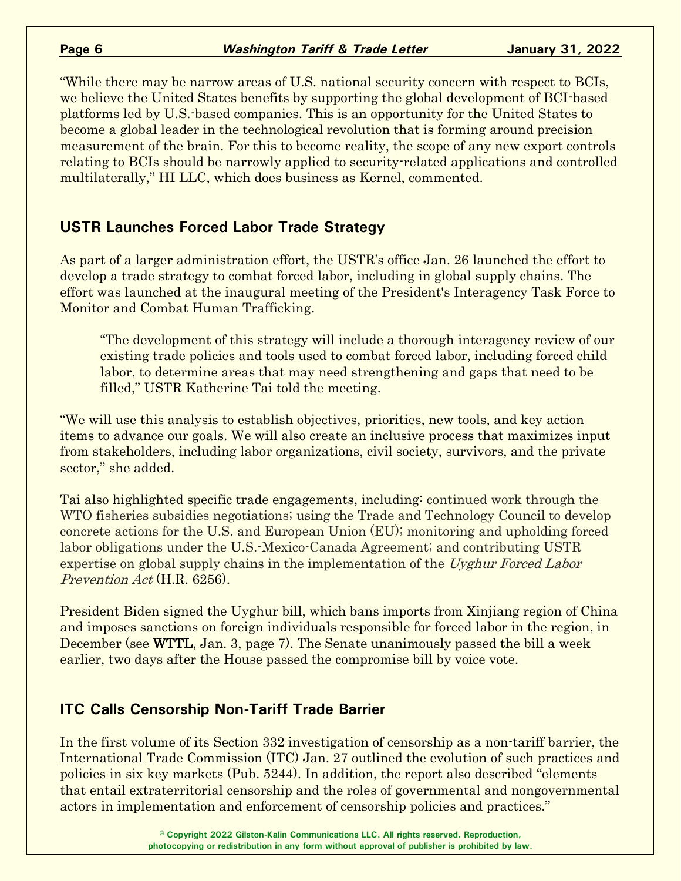"While there may be narrow areas of U.S. national security concern with respect to BCIs, we believe the United States benefits by supporting the global development of BCI-based platforms led by U.S.-based companies. This is an opportunity for the United States to become a global leader in the technological revolution that is forming around precision measurement of the brain. For this to become reality, the scope of any new export controls relating to BCIs should be narrowly applied to security-related applications and controlled multilaterally," HI LLC, which does business as Kernel, commented.

## USTR Launches Forced Labor Trade Strategy

As part of a larger administration effort, the USTR's office Jan. 26 launched the effort to develop a trade strategy to combat forced labor, including in global supply chains. The effort was launched at the inaugural meeting of the President's Interagency Task Force to Monitor and Combat Human Trafficking.

> "The development of this strategy will include a thorough interagency review of our existing trade policies and tools used to combat forced labor, including forced child labor, to determine areas that may need strengthening and gaps that need to be filled," USTR Katherine Tai told the meeting.

"We will use this analysis to establish objectives, priorities, new tools, and key action items to advance our goals. We will also create an inclusive process that maximizes input from stakeholders, including labor organizations, civil society, survivors, and the private sector," she added.

Tai also highlighted specific trade engagements, including: continued work through the WTO fisheries subsidies negotiations; using the Trade and Technology Council to develop concrete actions for the U.S. and European Union (EU); monitoring and upholding forced labor obligations under the U.S.-Mexico-Canada Agreement; and contributing USTR expertise on global supply chains in the implementation of the *Uyghur Forced Labor Prevention Act* (H.R. 6256).

President Biden signed the Uyghur bill, which bans imports from Xinjiang region of China and imposes sanctions on foreign individuals responsible for forced labor in the region, in December (see **WTTL**, Jan. 3, page 7). The Senate unanimously passed the bill a week earlier, two days after the House passed the compromise bill by voice vote.

## ITC Calls Censorship Non-Tariff Trade Barrier

In the first volume of its Section 332 investigation of censorship as a non-tariff barrier, the International Trade Commission (ITC) Jan. 27 outlined the evolution of such practices and policies in six key markets (Pub. 5244). In addition, the report also described "elements that entail extraterritorial censorship and the roles of governmental and nongovernmental actors in implementation and enforcement of censorship policies and practices."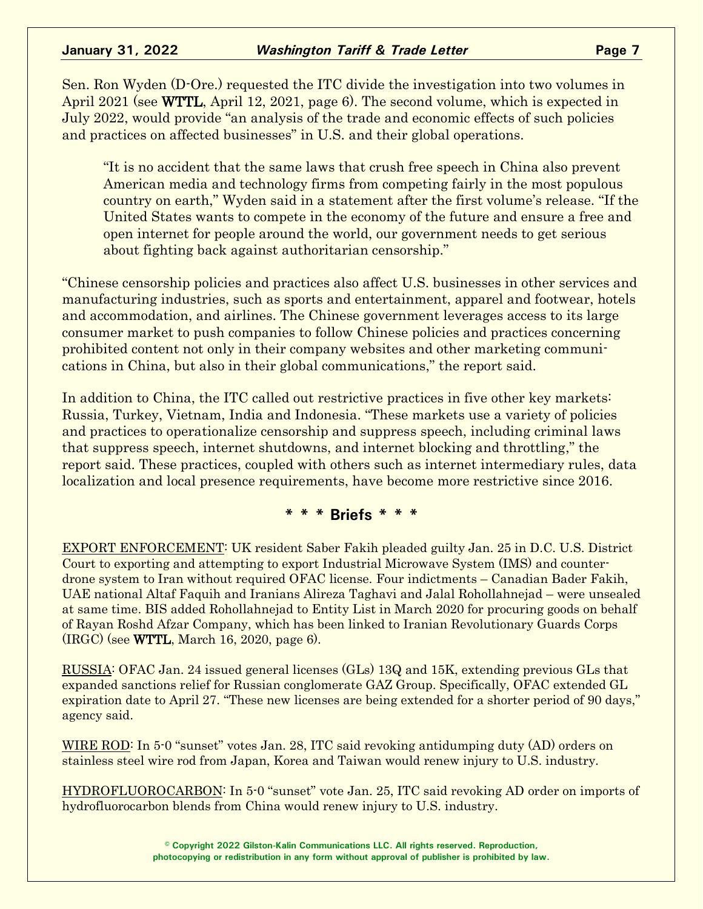Sen. Ron Wyden (D-Ore.) requested the ITC divide the investigation into two volumes in April 2021 (see **WTTL**, April 12, 2021, page 6). The second volume, which is expected in July 2022, would provide "an analysis of the trade and economic effects of such policies and practices on affected businesses" in U.S. and their global operations.

> "It is no accident that the same laws that crush free speech in China also prevent American media and technology firms from competing fairly in the most populous country on earth," Wyden said in a statement after the first volume's release. "If the United States wants to compete in the economy of the future and ensure a free and open internet for people around the world, our government needs to get serious about fighting back against authoritarian censorship."

"Chinese censorship policies and practices also affect U.S. businesses in other services and manufacturing industries, such as sports and entertainment, apparel and footwear, hotels and accommodation, and airlines. The Chinese government leverages access to its large consumer market to push companies to follow Chinese policies and practices concerning prohibited content not only in their company websites and other marketing communications in China, but also in their global communications," the report said.

In addition to China, the ITC called out restrictive practices in five other key markets: Russia, Turkey, Vietnam, India and Indonesia. "These markets use a variety of policies and practices to operationalize censorship and suppress speech, including criminal laws that suppress speech, internet shutdowns, and internet blocking and throttling," the report said. These practices, coupled with others such as internet intermediary rules, data localization and local presence requirements, have become more restrictive since 2016.

## * * * Briefs * * *

EXPORT ENFORCEMENT: UK resident Saber Fakih pleaded guilty Jan. 25 in D.C. U.S. District Court to exporting and attempting to export Industrial Microwave System (IMS) and counter-drone system to Iran without required OFAC license. Four indictments – Canadian Bader Fakih, UAE national Altaf Faquih and Iranians Alireza Taghavi and Jalal Rohollahnejad – were unsealed at same time. BIS added Rohollahnejad to Entity List in March 2020 for procuring goods on behalf of Rayan Roshd Afzar Company, which has been linked to Iranian Revolutionary Guards Corps (IRGC) (see **WTTL**, March 16, 2020, page 6).

RUSSIA: OFAC Jan. 24 issued general licenses (GLs) 13Q and 15K, extending previous GLs that expanded sanctions relief for Russian conglomerate GAZ Group. Specifically, OFAC extended GL expiration date to April 27. "These new licenses are being extended for a shorter period of 90 days," agency said.

WIRE ROD: In 5-0 "sunset" votes Jan. 28, ITC said revoking antidumping duty (AD) orders on stainless steel wire rod from Japan, Korea and Taiwan would renew injury to U.S. industry.

HYDROFLUOROCARBON: In 5-0 "sunset" vote Jan. 25, ITC said revoking AD order on imports of hydrofluorocarbon blends from China would renew injury to U.S. industry.

© Copyright 2022 Gilston-Kalin Communications LLC. All rights reserved. Reproduction, photocopying or redistribution in any form without approval of publisher is prohibited by law.